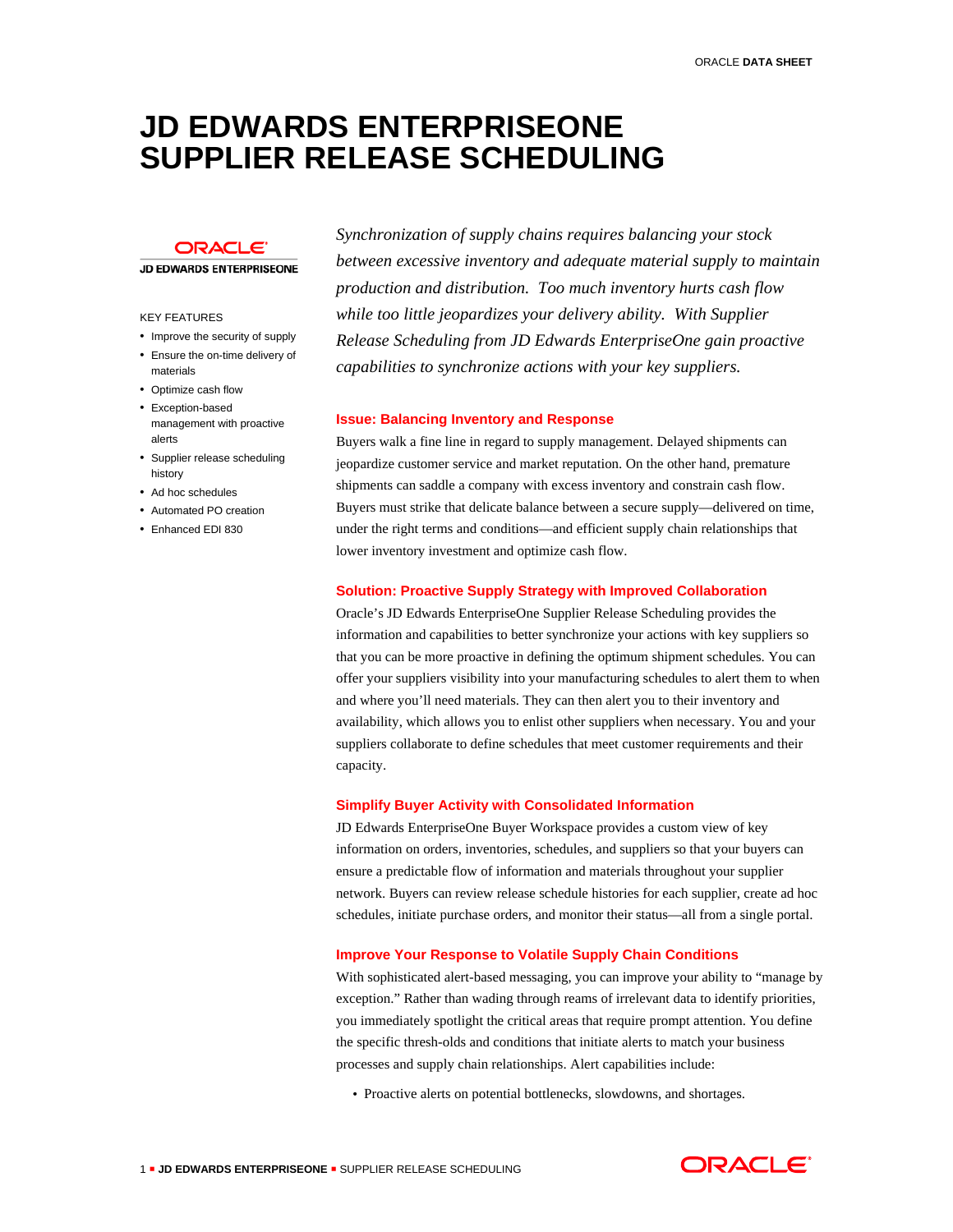# JD EDWARDS ENTERPRISEONE SUPPLIER RELEASE SCHEDULING

ORACLE
JD EDWARDS ENTERPRISEONE

KEY FEATURES

- Improve the security of supply
- Ensure the on-time delivery of materials
- Optimize cash flow
- Exception-based management with proactive alerts
- Supplier release scheduling history
- Ad hoc schedules
- Automated PO creation
- Enhanced EDI 830

*Synchronization of supply chains requires balancing your stock between excessive inventory and adequate material supply to maintain production and distribution. Too much inventory hurts cash flow while too little jeopardizes your delivery ability. With Supplier Release Scheduling from JD Edwards EnterpriseOne gain proactive capabilities to synchronize actions with your key suppliers.*

## Issue: Balancing Inventory and Response

Buyers walk a fine line in regard to supply management. Delayed shipments can jeopardize customer service and market reputation. On the other hand, premature shipments can saddle a company with excess inventory and constrain cash flow. Buyers must strike that delicate balance between a secure supply—delivered on time, under the right terms and conditions—and efficient supply chain relationships that lower inventory investment and optimize cash flow.

## Solution: Proactive Supply Strategy with Improved Collaboration

Oracle's JD Edwards EnterpriseOne Supplier Release Scheduling provides the information and capabilities to better synchronize your actions with key suppliers so that you can be more proactive in defining the optimum shipment schedules. You can offer your suppliers visibility into your manufacturing schedules to alert them to when and where you'll need materials. They can then alert you to their inventory and availability, which allows you to enlist other suppliers when necessary. You and your suppliers collaborate to define schedules that meet customer requirements and their capacity.

## Simplify Buyer Activity with Consolidated Information

JD Edwards EnterpriseOne Buyer Workspace provides a custom view of key information on orders, inventories, schedules, and suppliers so that your buyers can ensure a predictable flow of information and materials throughout your supplier network. Buyers can review release schedule histories for each supplier, create ad hoc schedules, initiate purchase orders, and monitor their status—all from a single portal.

## Improve Your Response to Volatile Supply Chain Conditions

With sophisticated alert-based messaging, you can improve your ability to "manage by exception." Rather than wading through reams of irrelevant data to identify priorities, you immediately spotlight the critical areas that require prompt attention. You define the specific thresh-olds and conditions that initiate alerts to match your business processes and supply chain relationships. Alert capabilities include:

- Proactive alerts on potential bottlenecks, slowdowns, and shortages.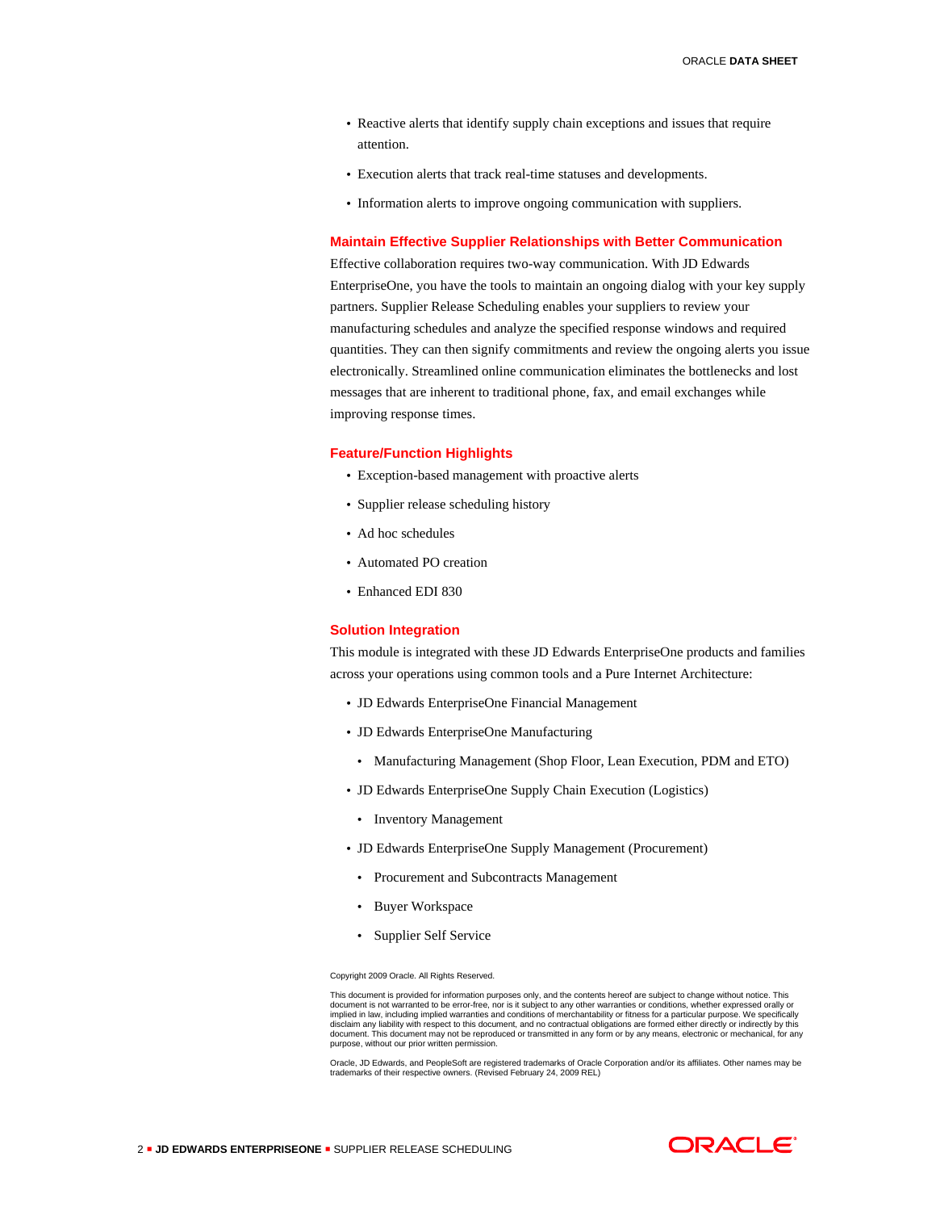- Reactive alerts that identify supply chain exceptions and issues that require attention.
- Execution alerts that track real-time statuses and developments.
- Information alerts to improve ongoing communication with suppliers.

## Maintain Effective Supplier Relationships with Better Communication

Effective collaboration requires two-way communication. With JD Edwards EnterpriseOne, you have the tools to maintain an ongoing dialog with your key supply partners. Supplier Release Scheduling enables your suppliers to review your manufacturing schedules and analyze the specified response windows and required quantities. They can then signify commitments and review the ongoing alerts you issue electronically. Streamlined online communication eliminates the bottlenecks and lost messages that are inherent to traditional phone, fax, and email exchanges while improving response times.

## Feature/Function Highlights

- Exception-based management with proactive alerts
- Supplier release scheduling history
- Ad hoc schedules
- Automated PO creation
- Enhanced EDI 830

## Solution Integration

This module is integrated with these JD Edwards EnterpriseOne products and families across your operations using common tools and a Pure Internet Architecture:

- JD Edwards EnterpriseOne Financial Management
- JD Edwards EnterpriseOne Manufacturing
  - Manufacturing Management (Shop Floor, Lean Execution, PDM and ETO)
- JD Edwards EnterpriseOne Supply Chain Execution (Logistics)
  - Inventory Management
- JD Edwards EnterpriseOne Supply Management (Procurement)
  - Procurement and Subcontracts Management
  - Buyer Workspace
  - Supplier Self Service

Copyright 2009 Oracle. All Rights Reserved.

This document is provided for information purposes only, and the contents hereof are subject to change without notice. This document is not warranted to be error-free, nor is it subject to any other warranties or conditions, whether expressed orally or implied in law, including implied warranties and conditions of merchantability or fitness for a particular purpose. We specifically disclaim any liability with respect to this document, and no contractual obligations are formed either directly or indirectly by this document. This document may not be reproduced or transmitted in any form or by any means, electronic or mechanical, for any purpose, without our prior written permission.

Oracle, JD Edwards, and PeopleSoft are registered trademarks of Oracle Corporation and/or its affiliates. Other names may be trademarks of their respective owners. (Revised February 24, 2009 REL)